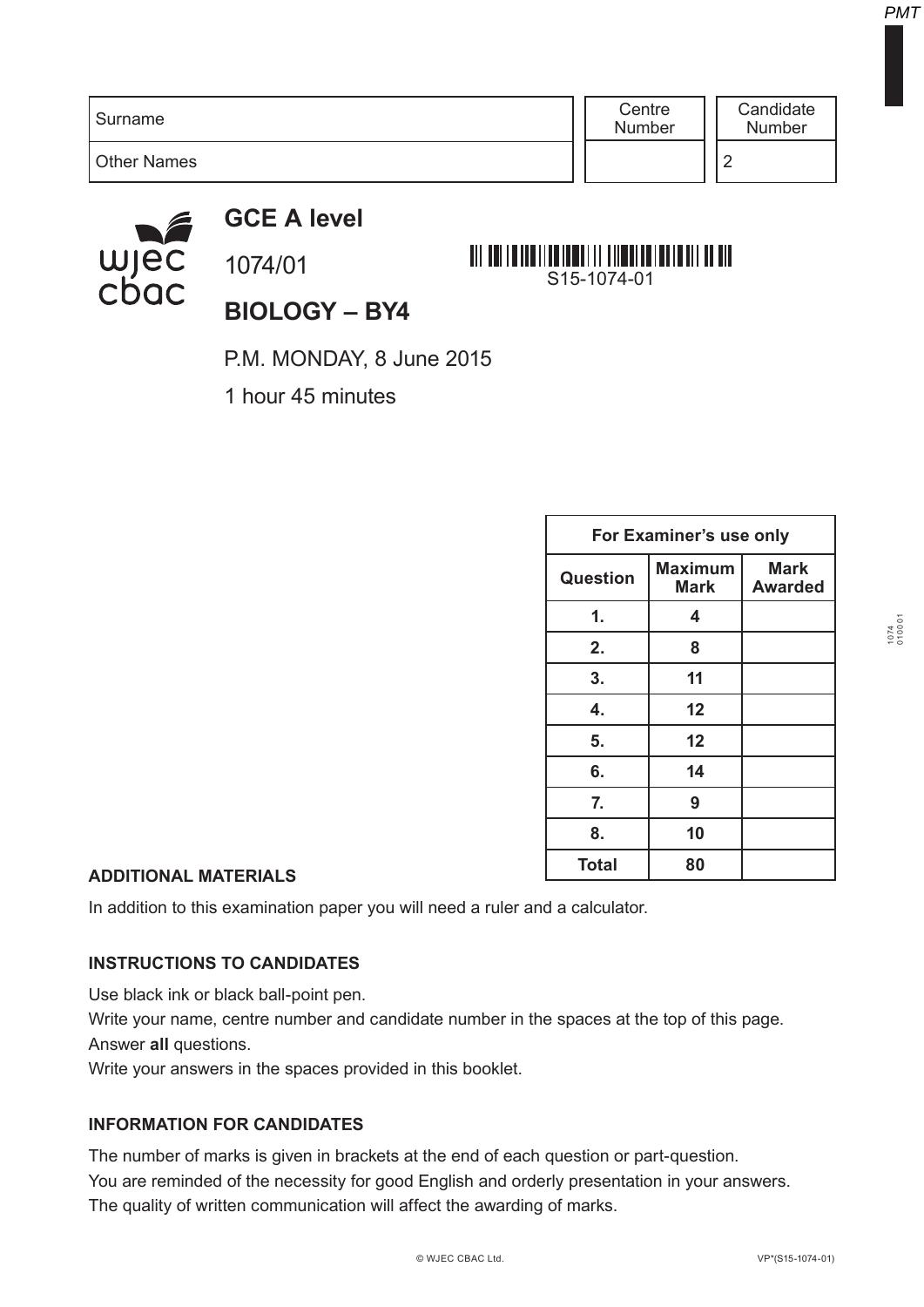| Surname | Centre Number | Candidate Number |
|---|---|---|
| Other Names | | 2 |

# GCE A level

1074/01

S15-1074-01

## BIOLOGY – BY4

P.M. MONDAY, 8 June 2015

1 hour 45 minutes

| For Examiner's use only | | |
|---|---|---|
| **Question** | **Maximum Mark** | **Mark Awarded** |
| **1.** | **4** | |
| **2.** | **8** | |
| **3.** | **11** | |
| **4.** | **12** | |
| **5.** | **12** | |
| **6.** | **14** | |
| **7.** | **9** | |
| **8.** | **10** | |
| **Total** | **80** | |

**ADDITIONAL MATERIALS**

In addition to this examination paper you will need a ruler and a calculator.

**INSTRUCTIONS TO CANDIDATES**

Use black ink or black ball-point pen.
Write your name, centre number and candidate number in the spaces at the top of this page.
Answer **all** questions.
Write your answers in the spaces provided in this booklet.

**INFORMATION FOR CANDIDATES**

The number of marks is given in brackets at the end of each question or part-question.
You are reminded of the necessity for good English and orderly presentation in your answers.
The quality of written communication will affect the awarding of marks.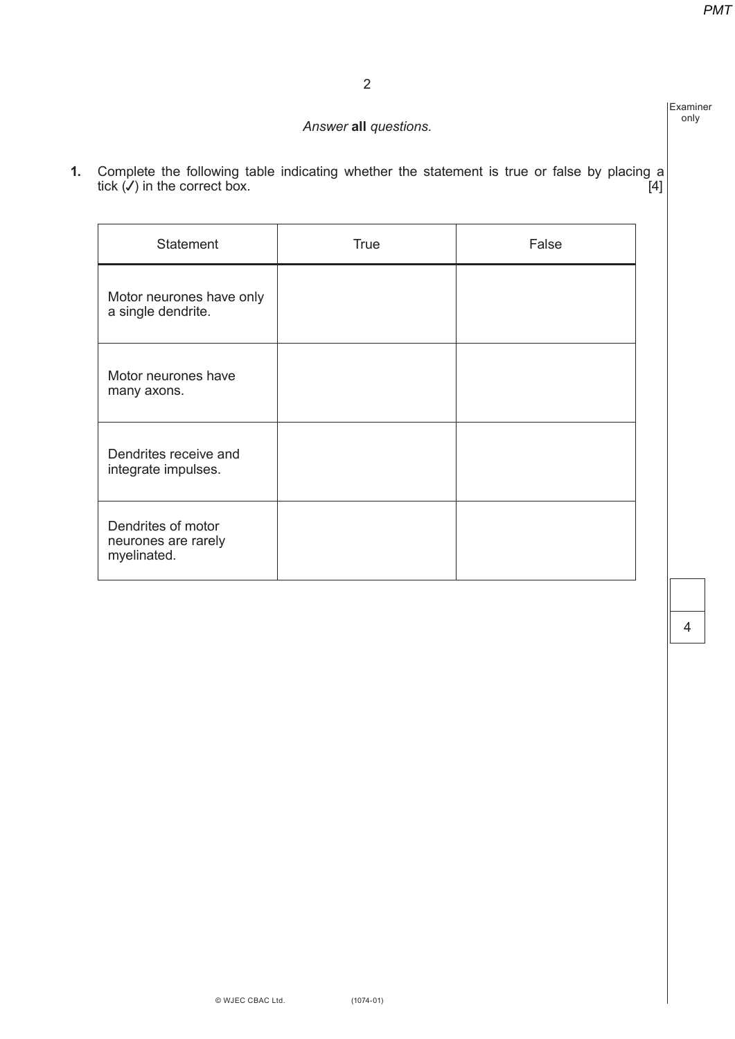*Answer* **all** *questions.*

**1.** Complete the following table indicating whether the statement is true or false by placing a tick (✓) in the correct box. [4]

| Statement | True | False |
| --- | --- | --- |
| Motor neurones have only a single dendrite. | | |
| Motor neurones have many axons. | | |
| Dendrites receive and integrate impulses. | | |
| Dendrites of motor neurones are rarely myelinated. | | |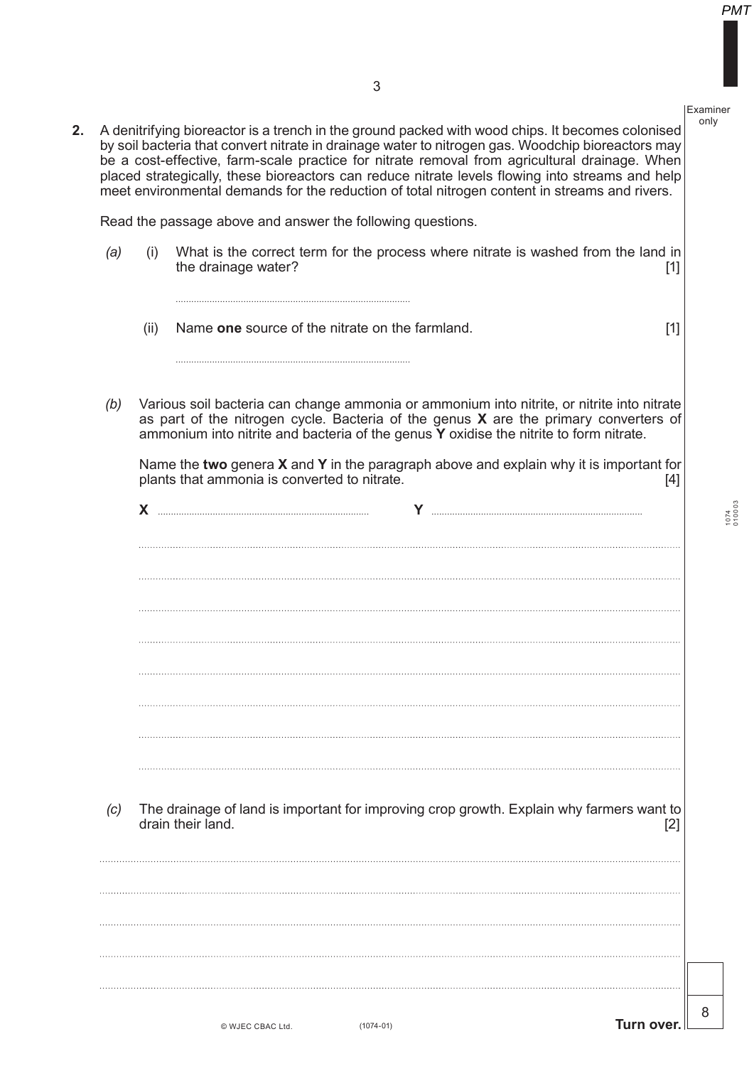**2.** A denitrifying bioreactor is a trench in the ground packed with wood chips. It becomes colonised by soil bacteria that convert nitrate in drainage water to nitrogen gas. Woodchip bioreactors may be a cost-effective, farm-scale practice for nitrate removal from agricultural drainage. When placed strategically, these bioreactors can reduce nitrate levels flowing into streams and help meet environmental demands for the reduction of total nitrogen content in streams and rivers.

Read the passage above and answer the following questions.

*(a)* (i) What is the correct term for the process where nitrate is washed from the land in the drainage water? [1]

..........................................................................................

(ii) Name **one** source of the nitrate on the farmland. [1]

..........................................................................................

*(b)* Various soil bacteria can change ammonia or ammonium into nitrite, or nitrite into nitrate as part of the nitrogen cycle. Bacteria of the genus **X** are the primary converters of ammonium into nitrite and bacteria of the genus **Y** oxidise the nitrite to form nitrate.

Name the **two** genera **X** and **Y** in the paragraph above and explain why it is important for plants that ammonia is converted to nitrate. [4]

**X** .................................................................... **Y** ....................................................................

..........................................................................................

..........................................................................................

..........................................................................................

..........................................................................................

..........................................................................................

..........................................................................................

..........................................................................................

..........................................................................................

*(c)* The drainage of land is important for improving crop growth. Explain why farmers want to drain their land. [2]

..........................................................................................

..........................................................................................

..........................................................................................

..........................................................................................

..........................................................................................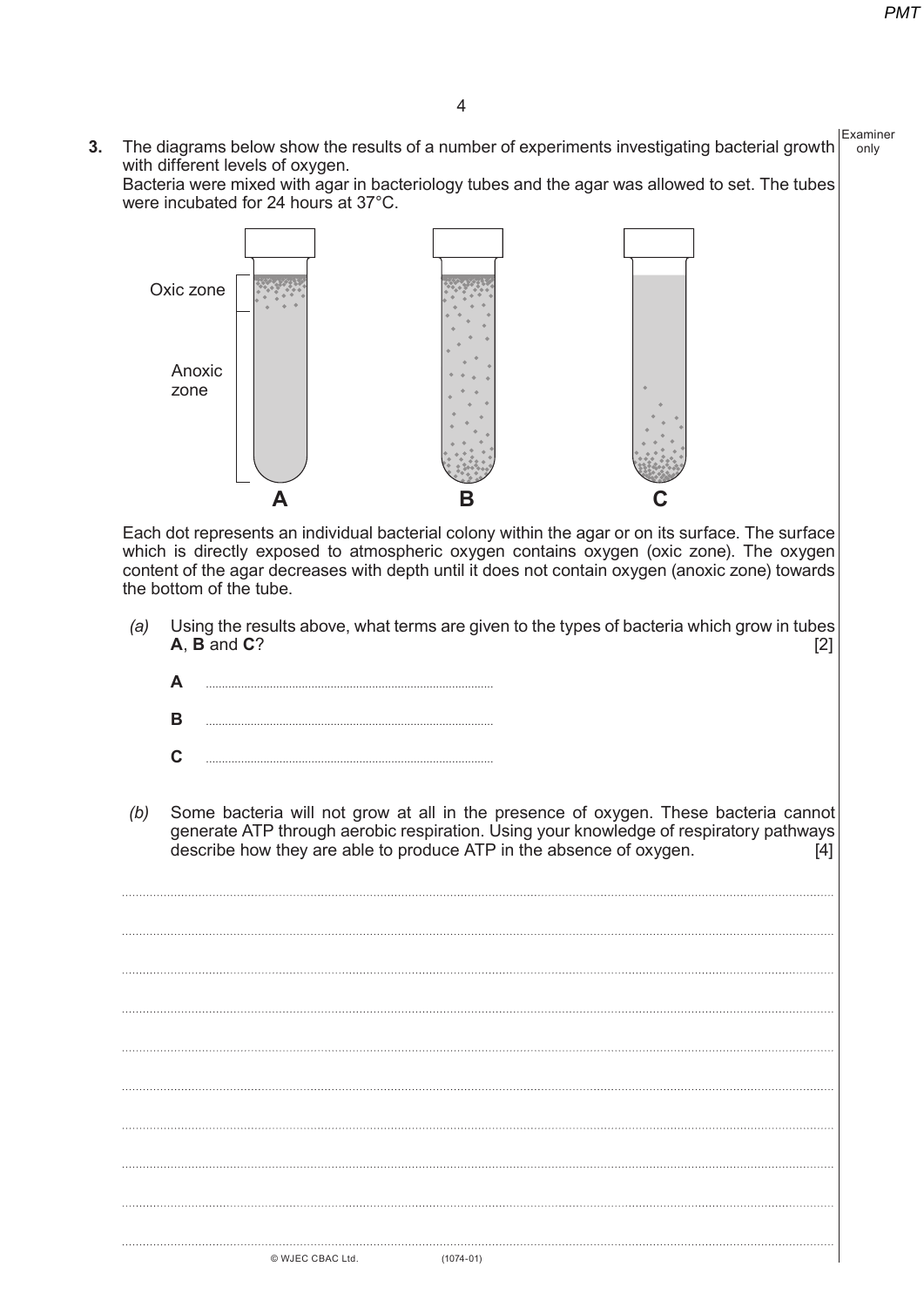**3.** The diagrams below show the results of a number of experiments investigating bacterial growth with different levels of oxygen.
Bacteria were mixed with agar in bacteriology tubes and the agar was allowed to set. The tubes were incubated for 24 hours at 37°C.

Oxic zone

Anoxic zone

**A** **B** **C**

Each dot represents an individual bacterial colony within the agar or on its surface. The surface which is directly exposed to atmospheric oxygen contains oxygen (oxic zone). The oxygen content of the agar decreases with depth until it does not contain oxygen (anoxic zone) towards the bottom of the tube.

*(a)* Using the results above, what terms are given to the types of bacteria which grow in tubes **A**, **B** and **C**? [2]

**A** ..........................................................................................

**B** ..........................................................................................

**C** ..........................................................................................

*(b)* Some bacteria will not grow at all in the presence of oxygen. These bacteria cannot generate ATP through aerobic respiration. Using your knowledge of respiratory pathways describe how they are able to produce ATP in the absence of oxygen. [4]

..........................................................................................

..........................................................................................

..........................................................................................

..........................................................................................

..........................................................................................

..........................................................................................

..........................................................................................

..........................................................................................

..........................................................................................

..........................................................................................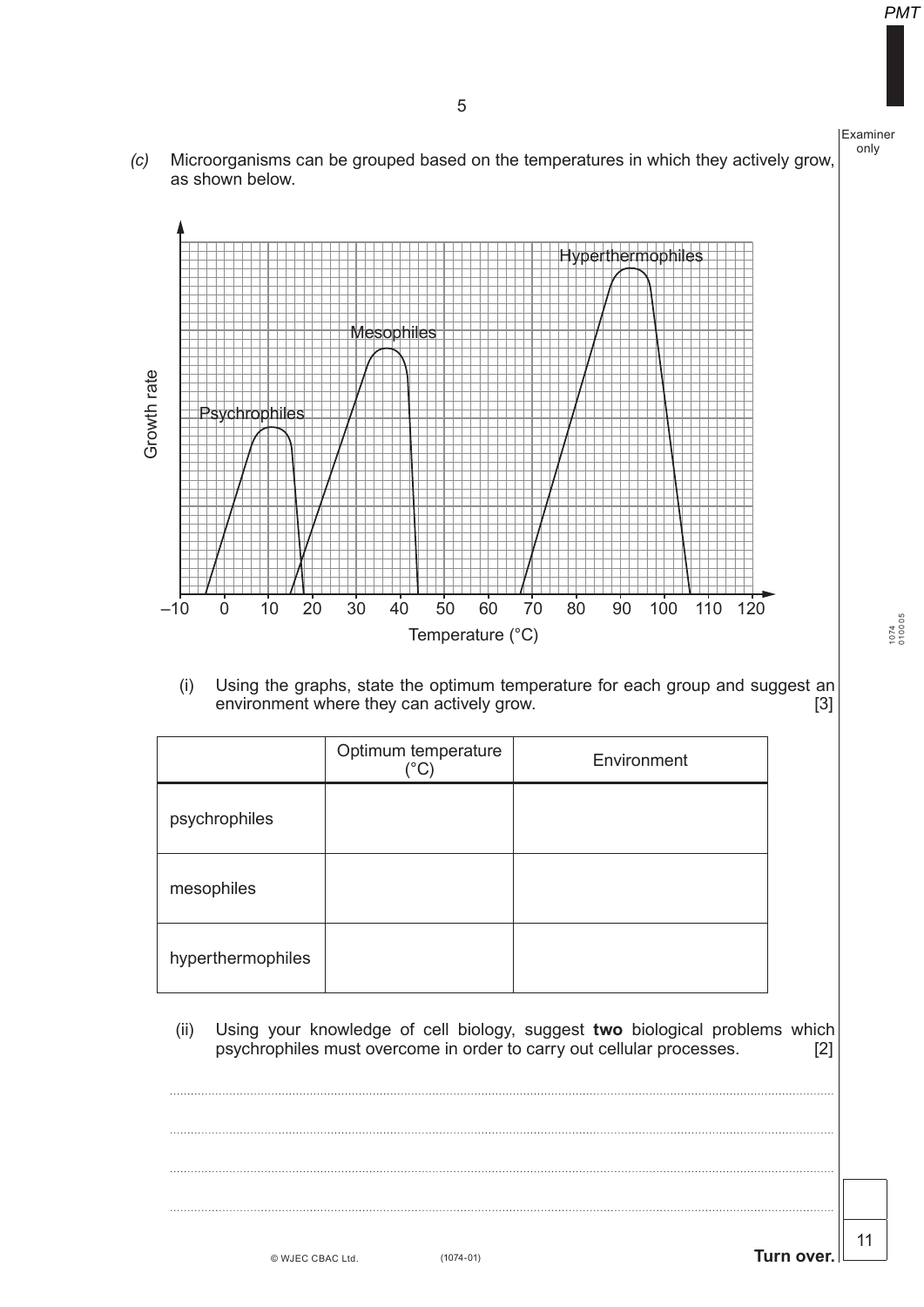(c) Microorganisms can be grouped based on the temperatures in which they actively grow, as shown below.

(i) Using the graphs, state the optimum temperature for each group and suggest an environment where they can actively grow. [3]

| | Optimum temperature (°C) | Environment |
|---|---|---|
| psychrophiles | | |
| mesophiles | | |
| hyperthermophiles | | |

(ii) Using your knowledge of cell biology, suggest **two** biological problems which psychrophiles must overcome in order to carry out cellular processes. [2]

..............................................................................................................................................

..............................................................................................................................................

..............................................................................................................................................

..............................................................................................................................................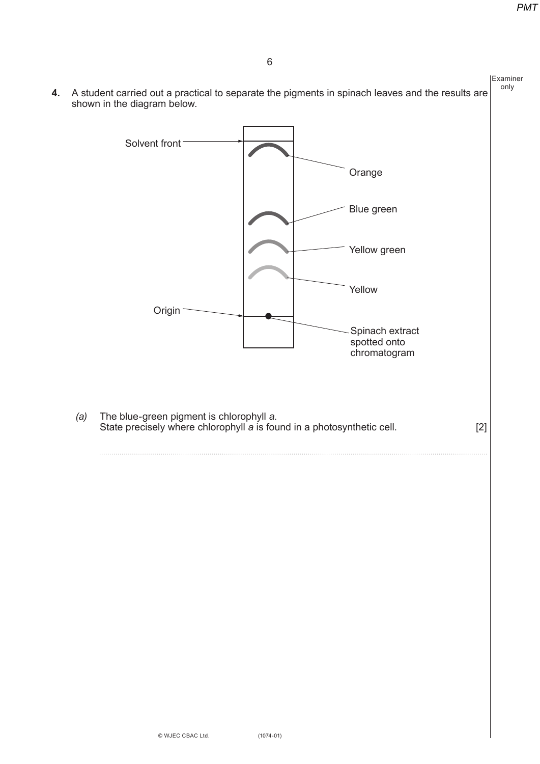**4.** A student carried out a practical to separate the pigments in spinach leaves and the results are shown in the diagram below.

Solvent front

Orange

Blue green

Yellow green

Yellow

Origin

Spinach extract spotted onto chromatogram

*(a)* The blue-green pigment is chlorophyll *a*.
State precisely where chlorophyll *a* is found in a photosynthetic cell. [2]

..............................................................................................................................................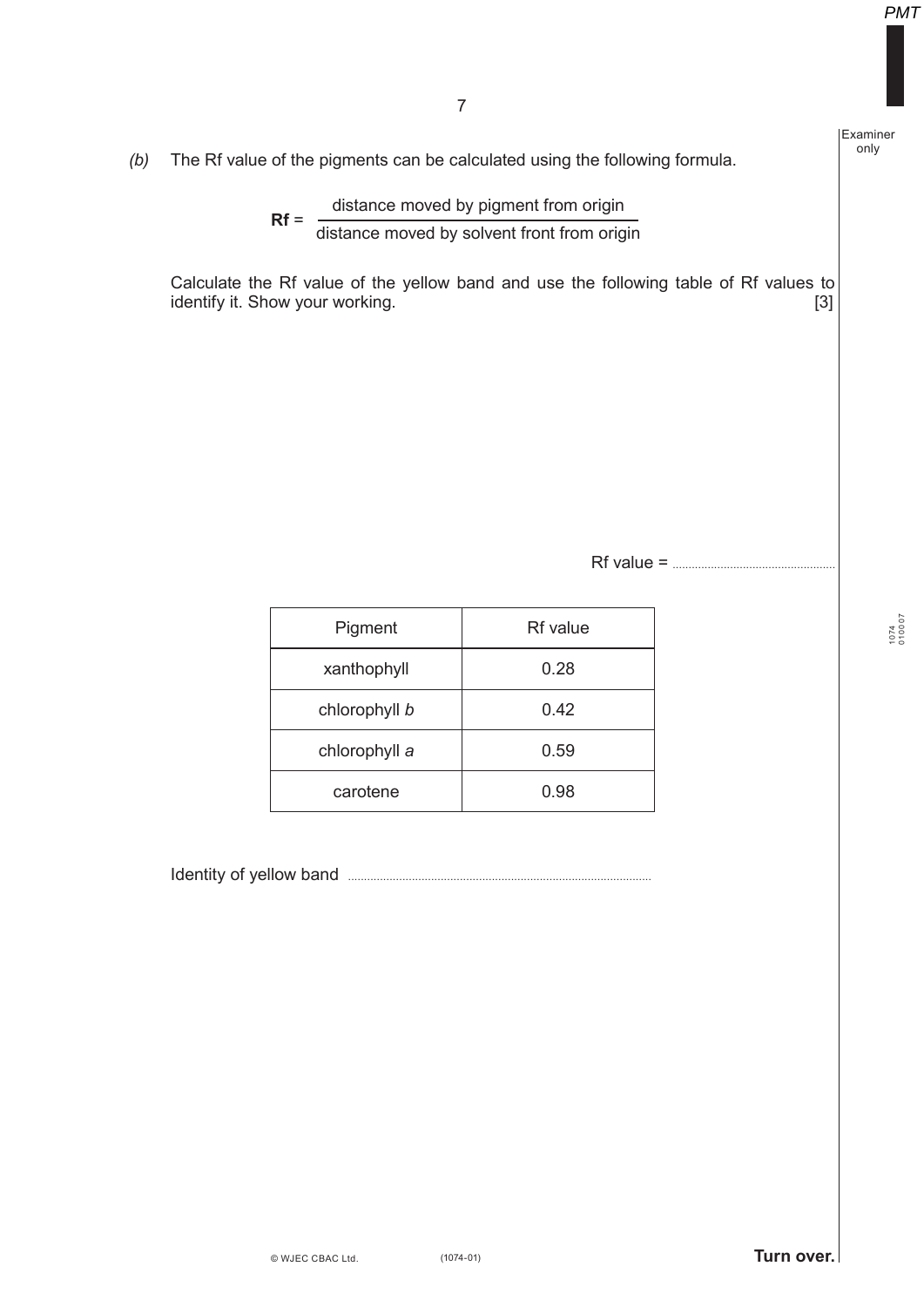*(b)* The Rf value of the pigments can be calculated using the following formula.

$$\textbf{Rf} = \frac{\text{distance moved by pigment from origin}}{\text{distance moved by solvent front from origin}}$$

Calculate the Rf value of the yellow band and use the following table of Rf values to identify it. Show your working. [3]

Rf value = ..................................................

| Pigment | Rf value |
| --- | --- |
| xanthophyll | 0.28 |
| chlorophyll *b* | 0.42 |
| chlorophyll *a* | 0.59 |
| carotene | 0.98 |

Identity of yellow band ..............................................................................................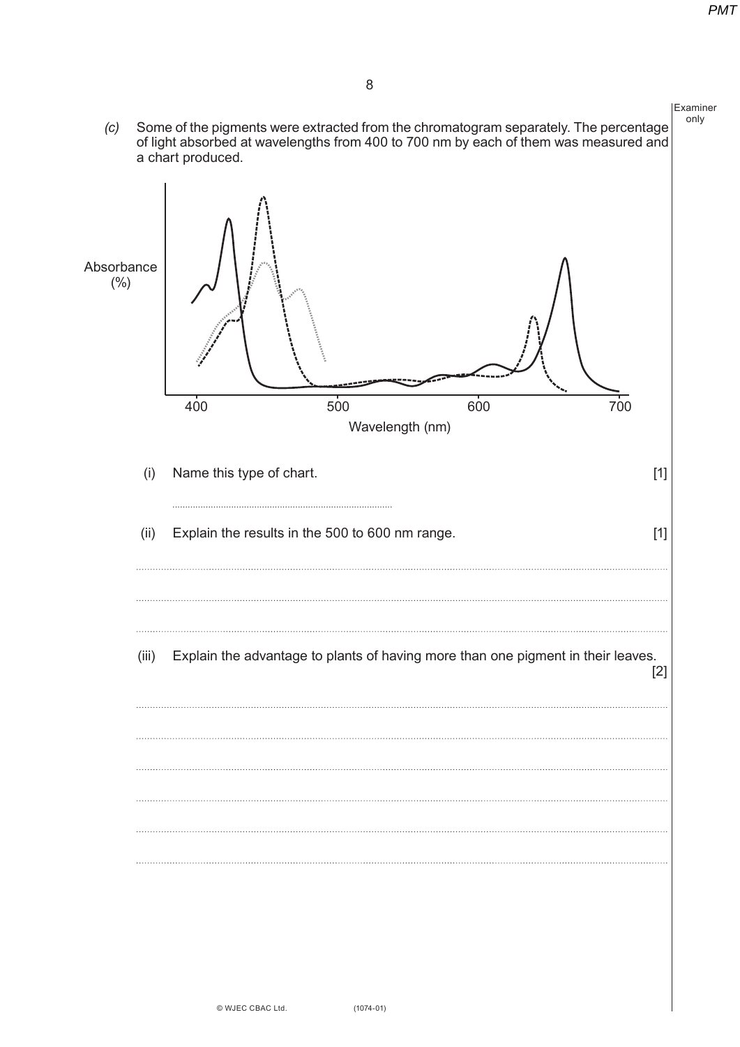(c) Some of the pigments were extracted from the chromatogram separately. The percentage of light absorbed at wavelengths from 400 to 700 nm by each of them was measured and a chart produced.

(i) Name this type of chart. [1]

....................................................................................

(ii) Explain the results in the 500 to 600 nm range. [1]

....................................................................................

....................................................................................

....................................................................................

(iii) Explain the advantage to plants of having more than one pigment in their leaves. [2]

....................................................................................

....................................................................................

....................................................................................

....................................................................................

....................................................................................

....................................................................................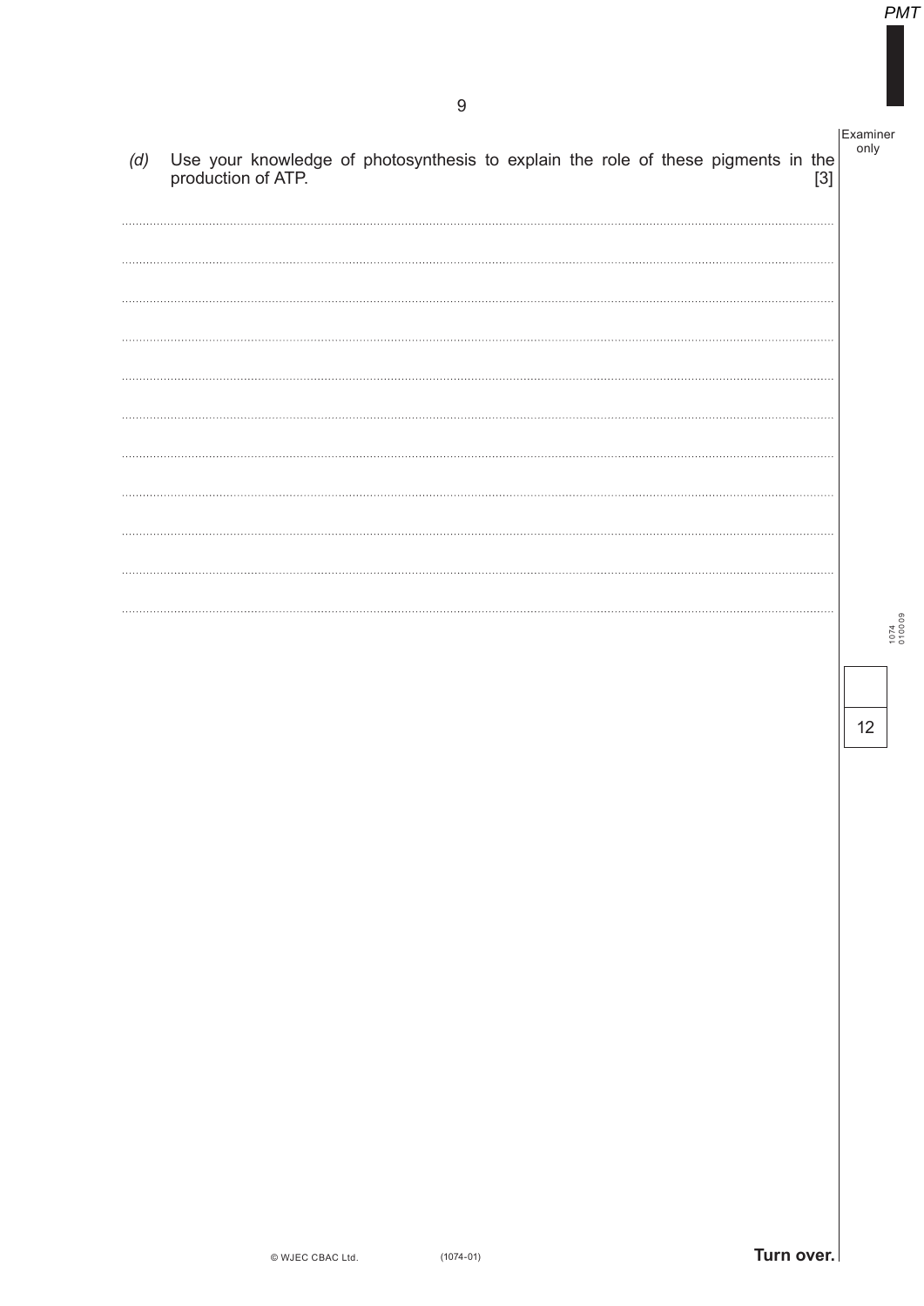(d) Use your knowledge of photosynthesis to explain the role of these pigments in the production of ATP. [3]

..............................................................................................................................................

..............................................................................................................................................

..............................................................................................................................................

..............................................................................................................................................

..............................................................................................................................................

..............................................................................................................................................

..............................................................................................................................................

..............................................................................................................................................

..............................................................................................................................................

..............................................................................................................................................

..............................................................................................................................................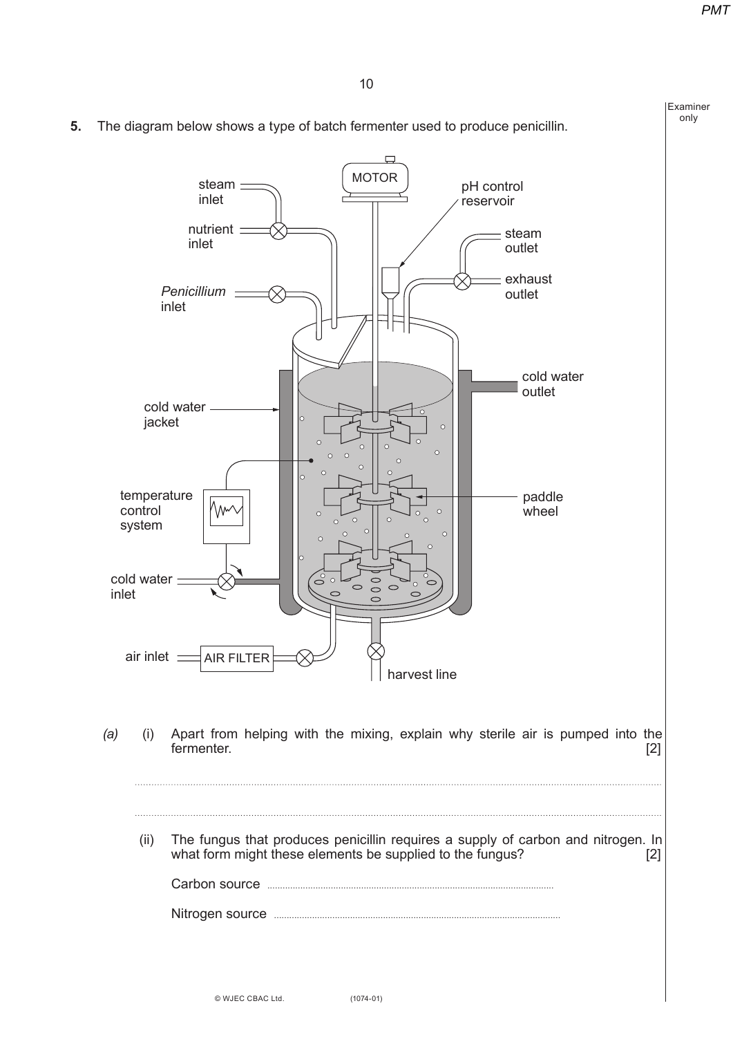**5.** The diagram below shows a type of batch fermenter used to produce penicillin.

*(a)* (i) Apart from helping with the mixing, explain why sterile air is pumped into the fermenter. [2]

..............................................................................................................................................................................

..............................................................................................................................................................................

(ii) The fungus that produces penicillin requires a supply of carbon and nitrogen. In what form might these elements be supplied to the fungus? [2]

Carbon source ..............................................................................................................

Nitrogen source ..............................................................................................................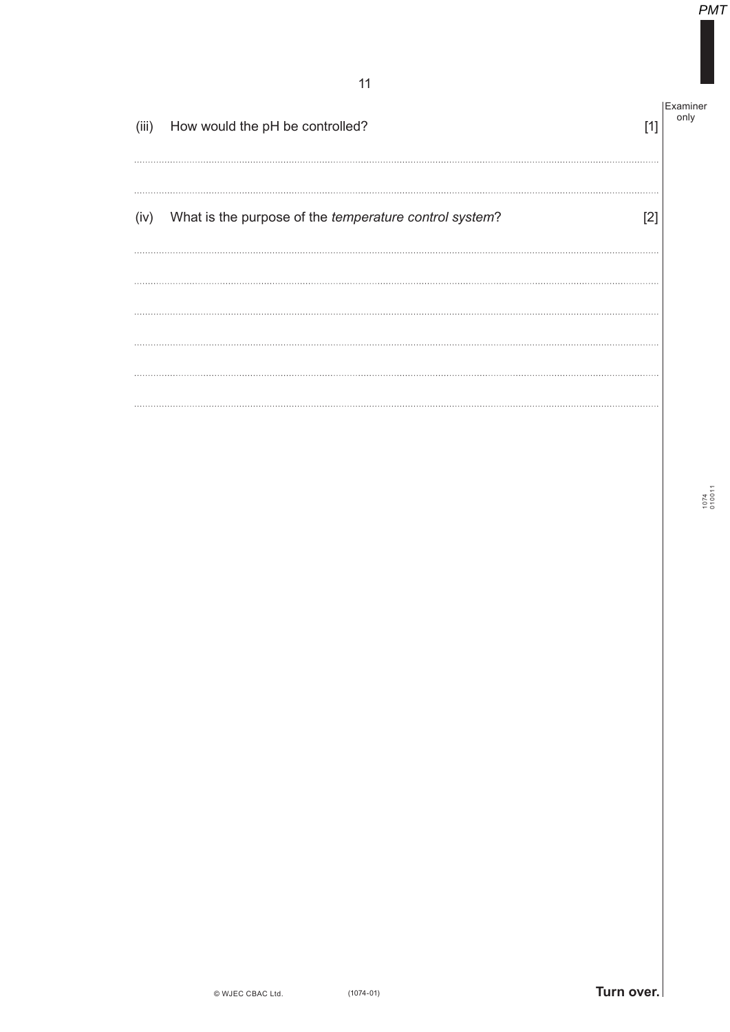(iii) How would the pH be controlled? [1]

..........................................................................................................................................

..........................................................................................................................................

(iv) What is the purpose of the *temperature control system*? [2]

..........................................................................................................................................

..........................................................................................................................................

..........................................................................................................................................

..........................................................................................................................................

..........................................................................................................................................

..........................................................................................................................................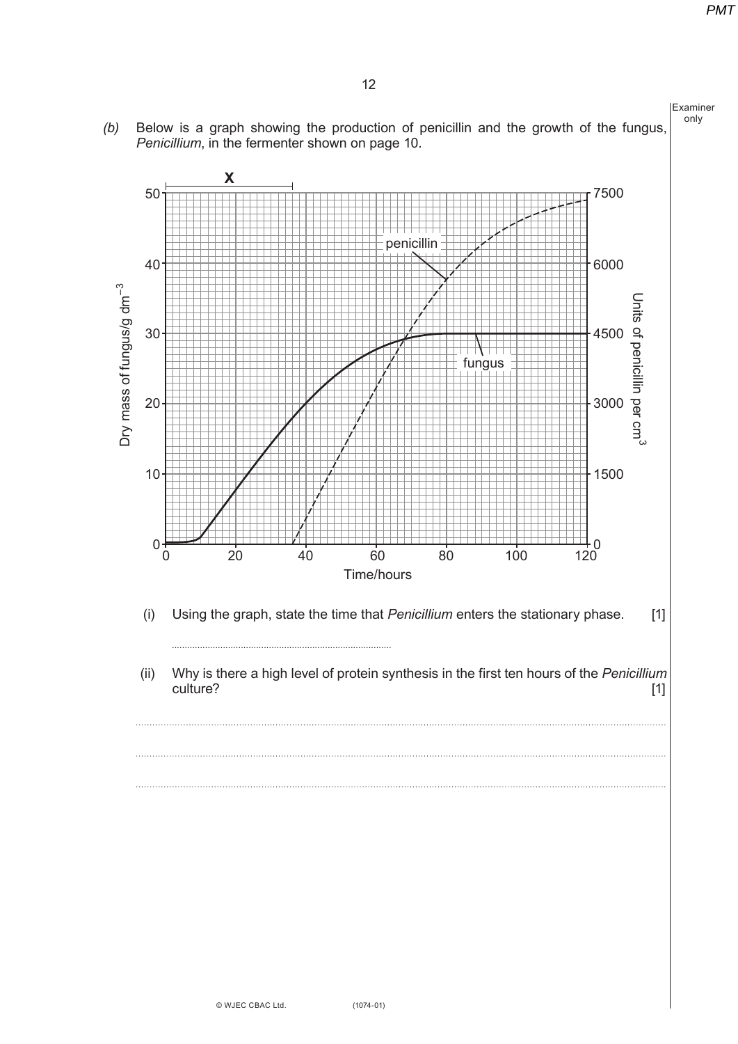*(b)* Below is a graph showing the production of penicillin and the growth of the fungus, *Penicillium*, in the fermenter shown on page 10.

(i) Using the graph, state the time that *Penicillium* enters the stationary phase. [1]

..............................................................................

(ii) Why is there a high level of protein synthesis in the first ten hours of the *Penicillium* culture? [1]

..............................................................................

..............................................................................

..............................................................................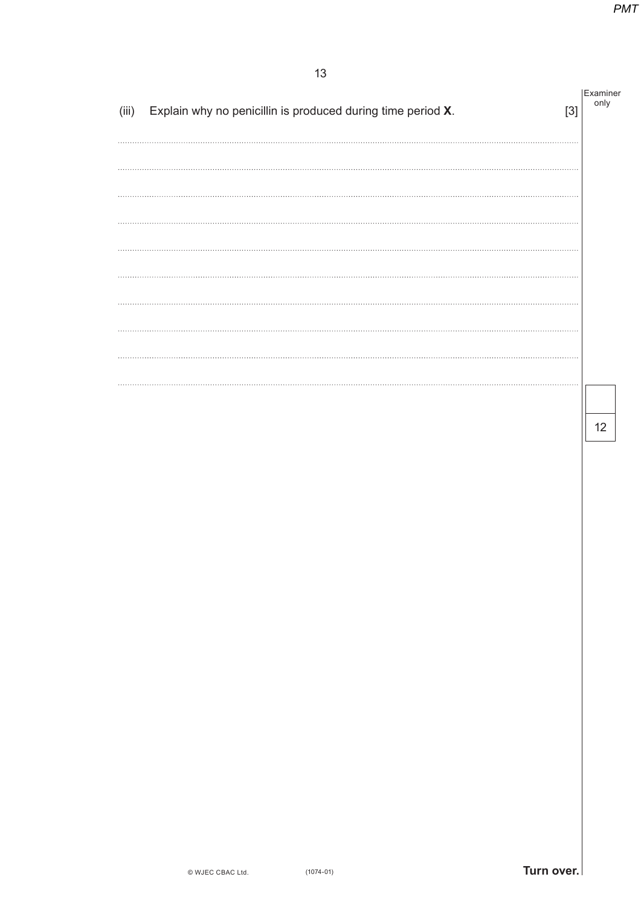(iii) Explain why no penicillin is produced during time period **X**. [3]

.....................................................................................................................................................

.....................................................................................................................................................

.....................................................................................................................................................

.....................................................................................................................................................

.....................................................................................................................................................

.....................................................................................................................................................

.....................................................................................................................................................

.....................................................................................................................................................

.....................................................................................................................................................

.....................................................................................................................................................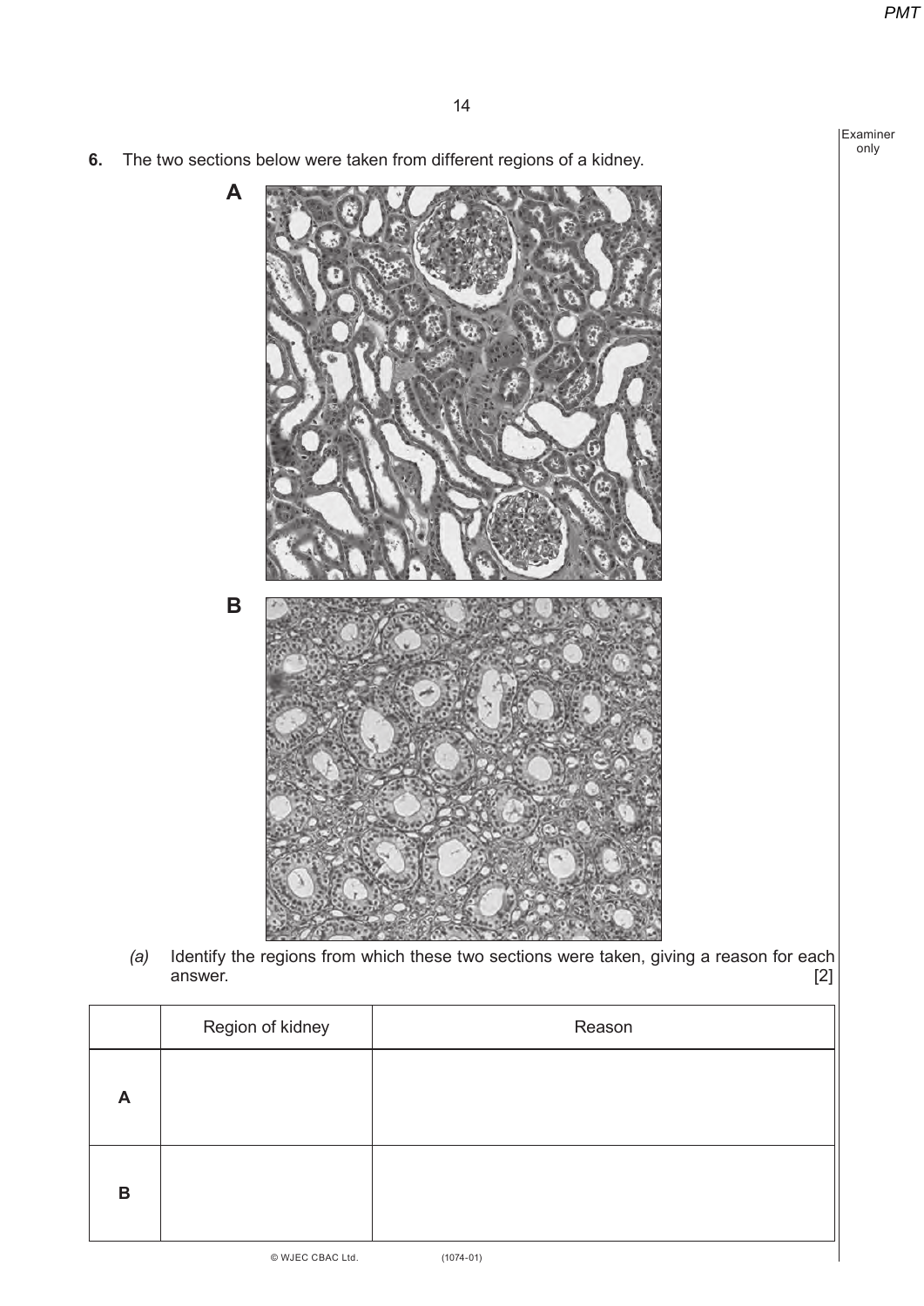6. The two sections below were taken from different regions of a kidney.

**A**

**B**

*(a)* Identify the regions from which these two sections were taken, giving a reason for each answer. [2]

| | Region of kidney | Reason |
|---|---|---|
| **A** | | |
| **B** | | |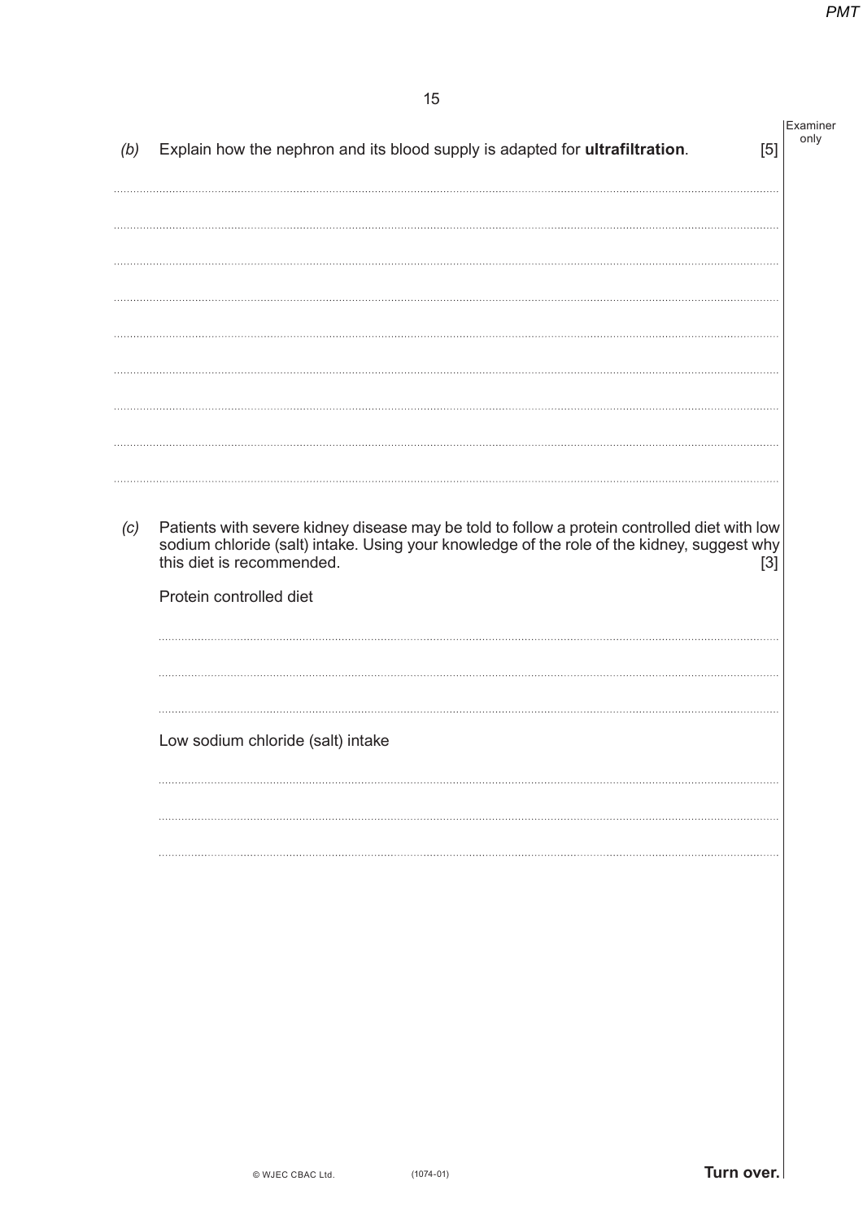(b) Explain how the nephron and its blood supply is adapted for **ultrafiltration**. [5]

.....................................................................................................................................................................

.....................................................................................................................................................................

.....................................................................................................................................................................

.....................................................................................................................................................................

.....................................................................................................................................................................

.....................................................................................................................................................................

.....................................................................................................................................................................

.....................................................................................................................................................................

.....................................................................................................................................................................

(c) Patients with severe kidney disease may be told to follow a protein controlled diet with low sodium chloride (salt) intake. Using your knowledge of the role of the kidney, suggest why this diet is recommended. [3]

Protein controlled diet

.....................................................................................................................................................................

.....................................................................................................................................................................

.....................................................................................................................................................................

Low sodium chloride (salt) intake

.....................................................................................................................................................................

.....................................................................................................................................................................

.....................................................................................................................................................................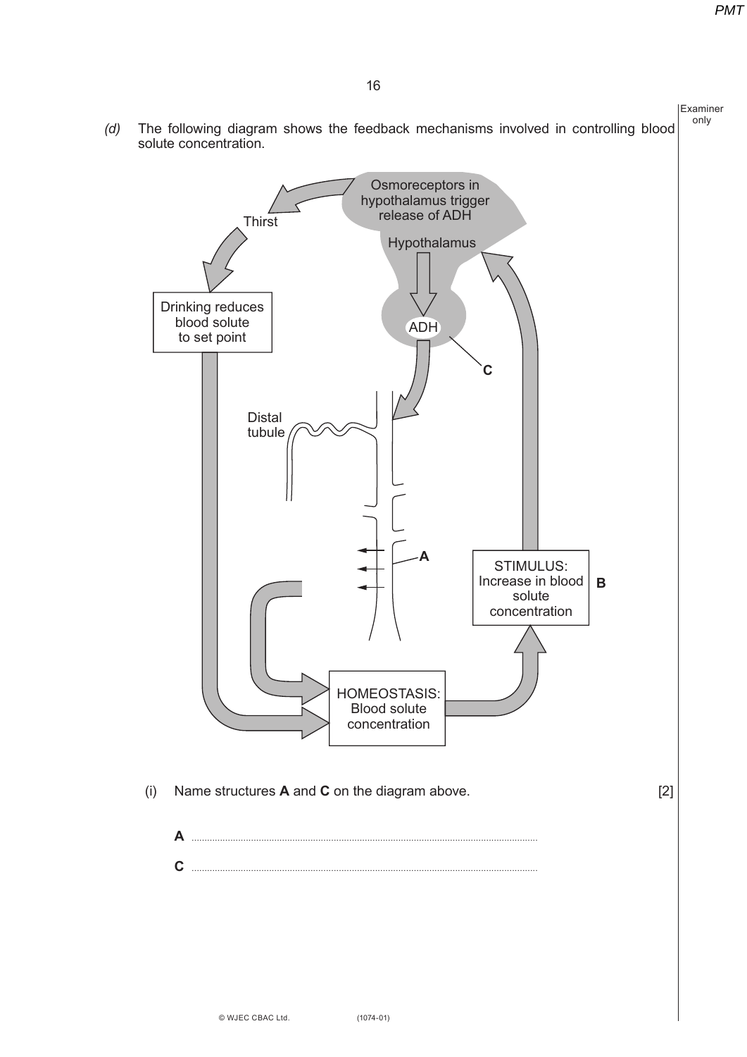(d) The following diagram shows the feedback mechanisms involved in controlling blood solute concentration.

Osmoreceptors in hypothalamus trigger release of ADH

Hypothalamus

Thirst

Drinking reduces blood solute to set point

ADH

C

Distal tubule

A

STIMULUS: Increase in blood solute concentration **B**

HOMEOSTASIS: Blood solute concentration

(i) Name structures **A** and **C** on the diagram above. [2]

**A** ..........................................................................................................................

**C** ..........................................................................................................................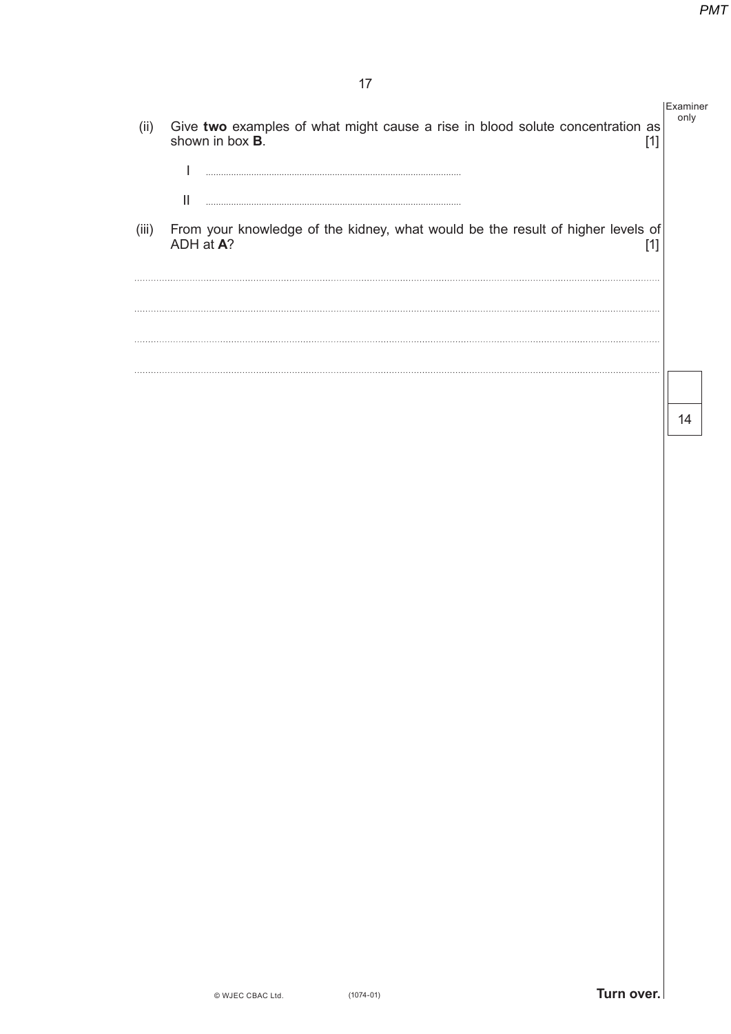(ii) Give **two** examples of what might cause a rise in blood solute concentration as shown in box **B**. [1]

I ....................................................................................................

II ....................................................................................................

(iii) From your knowledge of the kidney, what would be the result of higher levels of ADH at **A**? [1]

....................................................................................................................................................................................................

....................................................................................................................................................................................................

....................................................................................................................................................................................................

....................................................................................................................................................................................................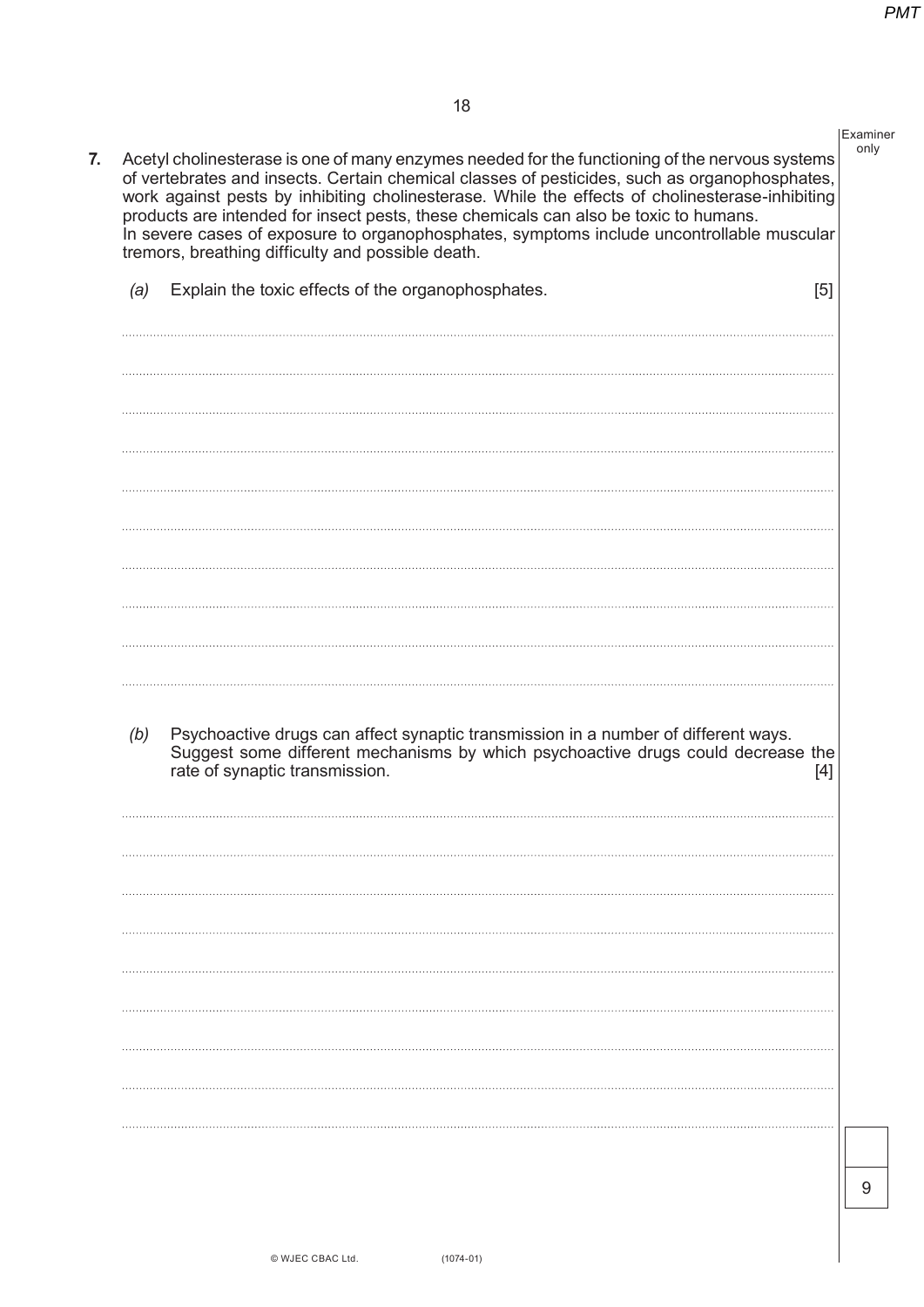**7.** Acetyl cholinesterase is one of many enzymes needed for the functioning of the nervous systems of vertebrates and insects. Certain chemical classes of pesticides, such as organophosphates, work against pests by inhibiting cholinesterase. While the effects of cholinesterase-inhibiting products are intended for insect pests, these chemicals can also be toxic to humans.
In severe cases of exposure to organophosphates, symptoms include uncontrollable muscular tremors, breathing difficulty and possible death.

*(a)* Explain the toxic effects of the organophosphates. [5]

*(b)* Psychoactive drugs can affect synaptic transmission in a number of different ways. Suggest some different mechanisms by which psychoactive drugs could decrease the rate of synaptic transmission. [4]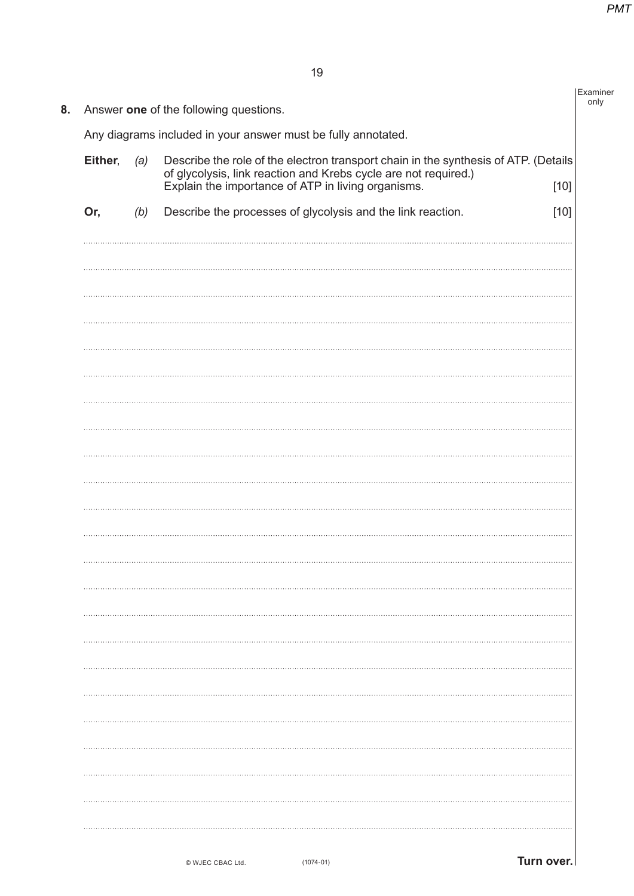**8.** Answer **one** of the following questions.

Any diagrams included in your answer must be fully annotated.

**Either**, *(a)* Describe the role of the electron transport chain in the synthesis of ATP. (Details of glycolysis, link reaction and Krebs cycle are not required.) Explain the importance of ATP in living organisms. [10]

**Or,** *(b)* Describe the processes of glycolysis and the link reaction. [10]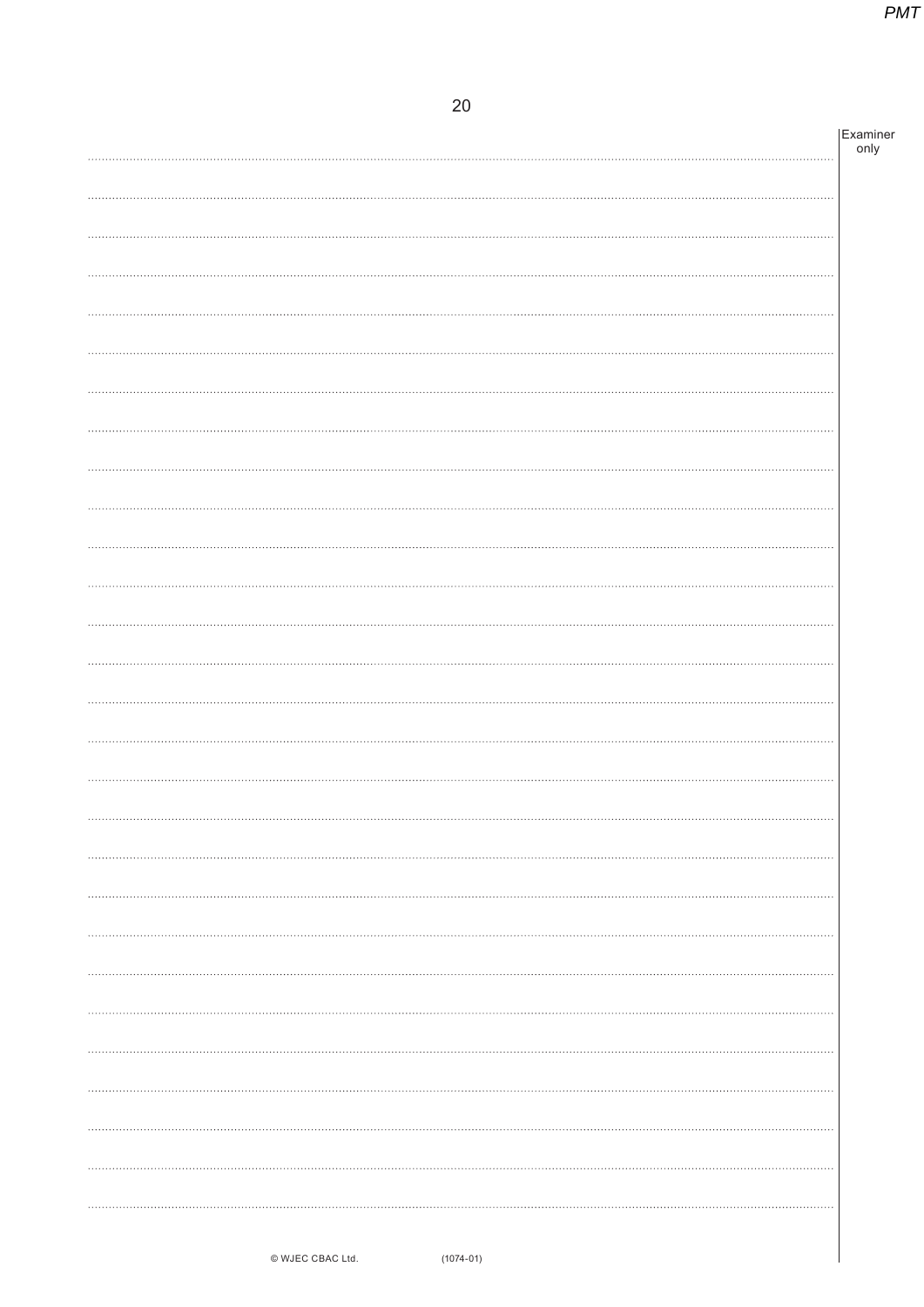Examiner only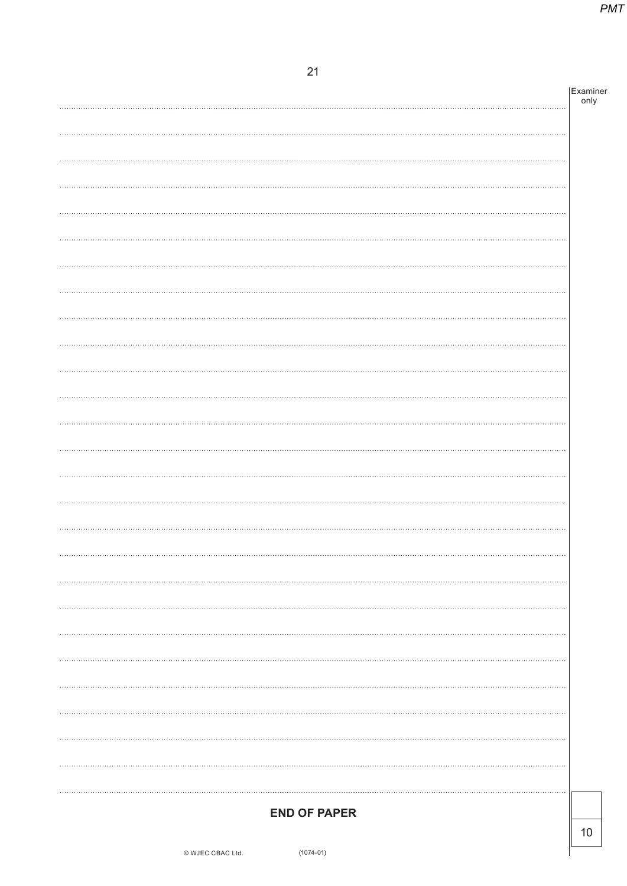**END OF PAPER**

| |
|---|
| 10 |